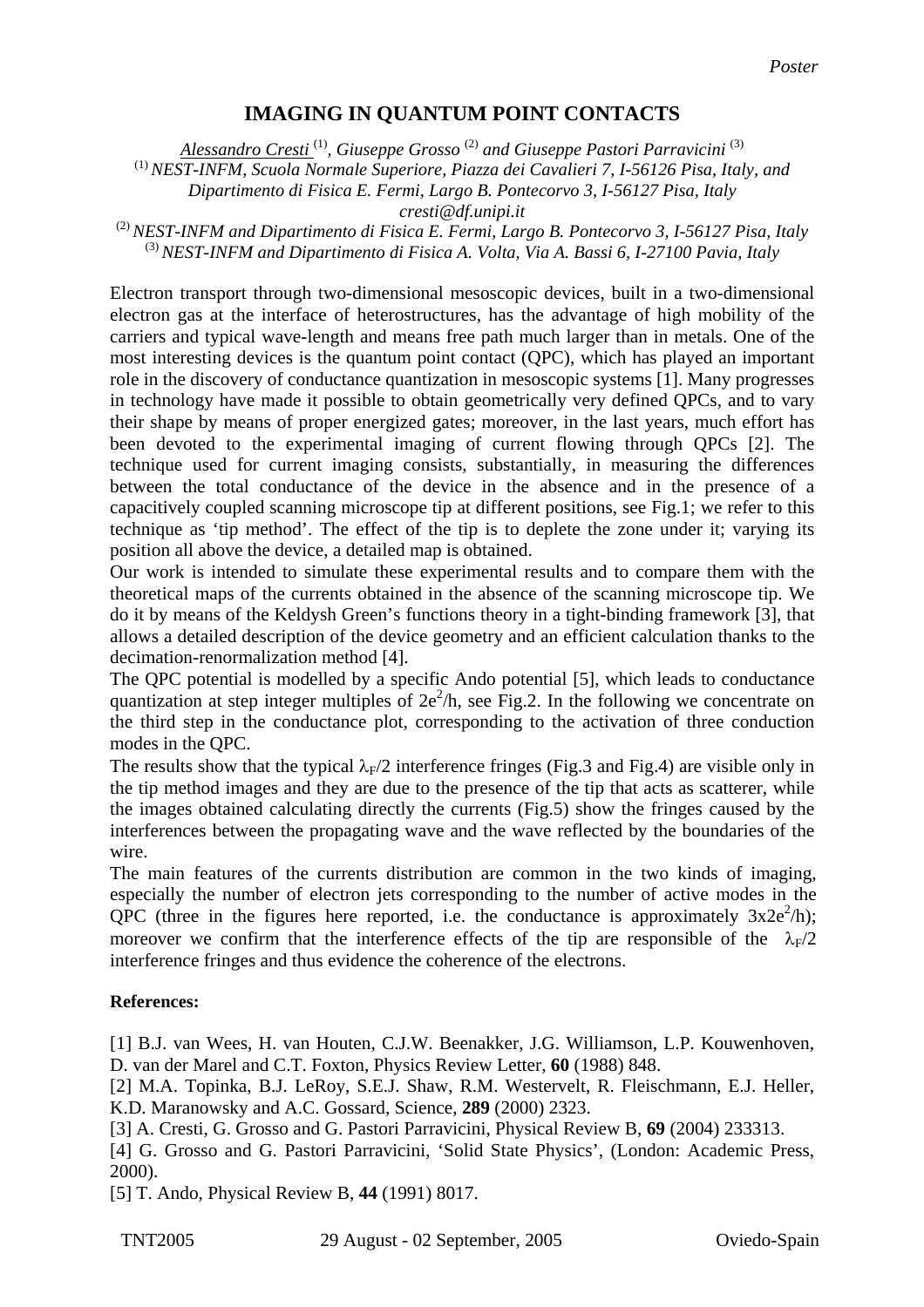*Poster*

# IMAGING IN QUANTUM POINT CONTACTS

*Alessandro Cresti* [1], *Giuseppe Grosso* [2] *and Giuseppe Pastori Parravicini* [3]

[1] *NEST-INFM, Scuola Normale Superiore, Piazza dei Cavalieri 7, I-56126 Pisa, Italy, and Dipartimento di Fisica E. Fermi, Largo B. Pontecorvo 3, I-56127 Pisa, Italy*
*cresti@df.unipi.it*

[2] *NEST-INFM and Dipartimento di Fisica E. Fermi, Largo B. Pontecorvo 3, I-56127 Pisa, Italy*

[3] *NEST-INFM and Dipartimento di Fisica A. Volta, Via A. Bassi 6, I-27100 Pavia, Italy*

Electron transport through two-dimensional mesoscopic devices, built in a two-dimensional electron gas at the interface of heterostructures, has the advantage of high mobility of the carriers and typical wave-length and means free path much larger than in metals. One of the most interesting devices is the quantum point contact (QPC), which has played an important role in the discovery of conductance quantization in mesoscopic systems [1]. Many progresses in technology have made it possible to obtain geometrically very defined QPCs, and to vary their shape by means of proper energized gates; moreover, in the last years, much effort has been devoted to the experimental imaging of current flowing through QPCs [2]. The technique used for current imaging consists, substantially, in measuring the differences between the total conductance of the device in the absence and in the presence of a capacitively coupled scanning microscope tip at different positions, see Fig.1; we refer to this technique as 'tip method'. The effect of the tip is to deplete the zone under it; varying its position all above the device, a detailed map is obtained.

Our work is intended to simulate these experimental results and to compare them with the theoretical maps of the currents obtained in the absence of the scanning microscope tip. We do it by means of the Keldysh Green's functions theory in a tight-binding framework [3], that allows a detailed description of the device geometry and an efficient calculation thanks to the decimation-renormalization method [4].

The QPC potential is modelled by a specific Ando potential [5], which leads to conductance quantization at step integer multiples of $2e^2/h$, see Fig.2. In the following we concentrate on the third step in the conductance plot, corresponding to the activation of three conduction modes in the QPC.

The results show that the typical $\lambda_F/2$ interference fringes (Fig.3 and Fig.4) are visible only in the tip method images and they are due to the presence of the tip that acts as scatterer, while the images obtained calculating directly the currents (Fig.5) show the fringes caused by the interferences between the propagating wave and the wave reflected by the boundaries of the wire.

The main features of the currents distribution are common in the two kinds of imaging, especially the number of electron jets corresponding to the number of active modes in the QPC (three in the figures here reported, i.e. the conductance is approximately $3x2e^2/h$); moreover we confirm that the interference effects of the tip are responsible of the $\lambda_F/2$ interference fringes and thus evidence the coherence of the electrons.

**References:**

[1] B.J. van Wees, H. van Houten, C.J.W. Beenakker, J.G. Williamson, L.P. Kouwenhoven, D. van der Marel and C.T. Foxton, Physics Review Letter, **60** (1988) 848.

[2] M.A. Topinka, B.J. LeRoy, S.E.J. Shaw, R.M. Westervelt, R. Fleischmann, E.J. Heller, K.D. Maranowsky and A.C. Gossard, Science, **289** (2000) 2323.

[3] A. Cresti, G. Grosso and G. Pastori Parravicini, Physical Review B, **69** (2004) 233313.

[4] G. Grosso and G. Pastori Parravicini, 'Solid State Physics', (London: Academic Press, 2000).

[5] T. Ando, Physical Review B, **44** (1991) 8017.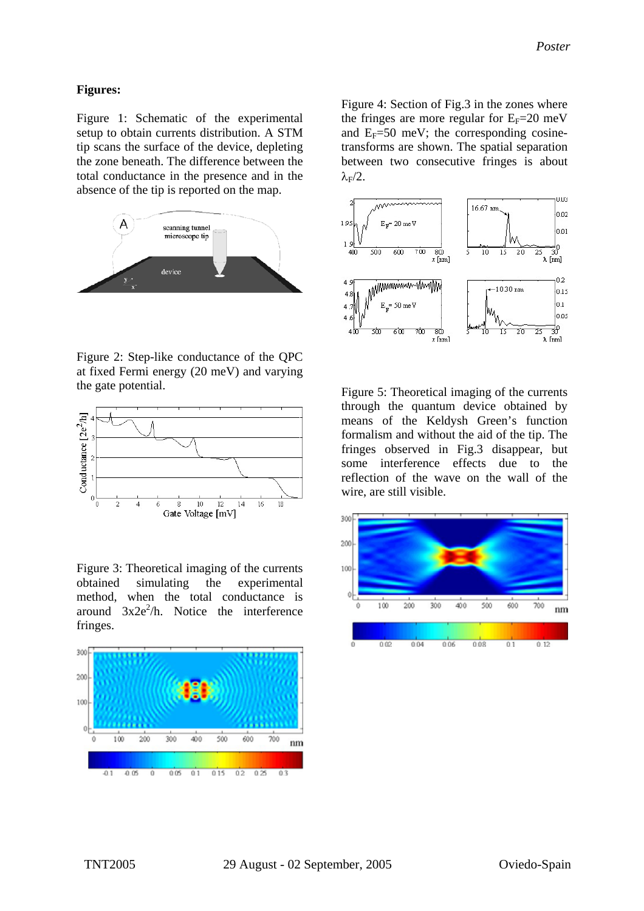**Figures:**

Figure 1: Schematic of the experimental setup to obtain currents distribution. A STM tip scans the surface of the device, depleting the zone beneath. The difference between the total conductance in the presence and in the absence of the tip is reported on the map.

A

scanning tunnel microscope tip

device

y

x

Figure 2: Step-like conductance of the QPC at fixed Fermi energy (20 meV) and varying the gate potential.

Conductance [$2e^2/h$]

Gate Voltage [mV]

Figure 3: Theoretical imaging of the currents obtained simulating the experimental method, when the total conductance is around $3x2e^2/h$. Notice the interference fringes.

nm

Figure 4: Section of Fig.3 in the zones where the fringes are more regular for $E_F$=20 meV and $E_F$=50 meV; the corresponding cosine-transforms are shown. The spatial separation between two consecutive fringes is about $\lambda_F/2$.

$E_F$= 20 meV

x [nm]

16.67 nm

λ [nm]

$E_F$= 50 meV

x [nm]

10.30 nm

λ [nm]

Figure 5: Theoretical imaging of the currents through the quantum device obtained by means of the Keldysh Green's function formalism and without the aid of the tip. The fringes observed in Fig.3 disappear, but some interference effects due to the reflection of the wave on the wall of the wire, are still visible.

nm